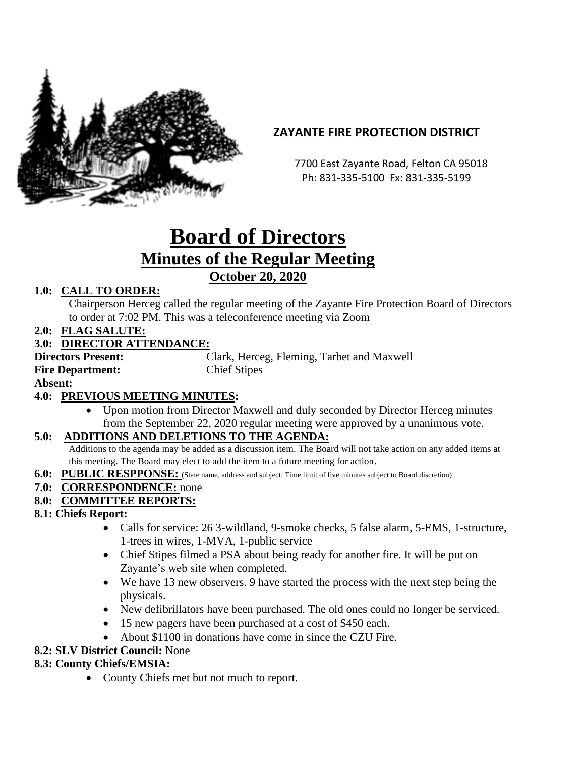**ZAYANTE FIRE PROTECTION DISTRICT**

7700 East Zayante Road, Felton CA 95018
Ph: 831-335-5100 Fx: 831-335-5199

# Board of Directors

## Minutes of the Regular Meeting

### October 20, 2020

**1.0: CALL TO ORDER:**

Chairperson Herceg called the regular meeting of the Zayante Fire Protection Board of Directors to order at 7:02 PM. This was a teleconference meeting via Zoom

**2.0: FLAG SALUTE:**

**3.0: DIRECTOR ATTENDANCE:**

**Directors Present:** Clark, Herceg, Fleming, Tarbet and Maxwell
**Fire Department:** Chief Stipes
**Absent:**

**4.0: PREVIOUS MEETING MINUTES:**

- Upon motion from Director Maxwell and duly seconded by Director Herceg minutes from the September 22, 2020 regular meeting were approved by a unanimous vote.

**5.0: ADDITIONS AND DELETIONS TO THE AGENDA:**

Additions to the agenda may be added as a discussion item. The Board will not take action on any added items at this meeting. The Board may elect to add the item to a future meeting for action.

**6.0: PUBLIC RESPPONSE:** (State name, address and subject. Time limit of five minutes subject to Board discretion)

**7.0: CORRESPONDENCE:** none

**8.0: COMMITTEE REPORTS:**

**8.1: Chiefs Report:**

- Calls for service: 26 3-wildland, 9-smoke checks, 5 false alarm, 5-EMS, 1-structure, 1-trees in wires, 1-MVA, 1-public service
- Chief Stipes filmed a PSA about being ready for another fire. It will be put on Zayante's web site when completed.
- We have 13 new observers. 9 have started the process with the next step being the physicals.
- New defibrillators have been purchased. The old ones could no longer be serviced.
- 15 new pagers have been purchased at a cost of $450 each.
- About $1100 in donations have come in since the CZU Fire.

**8.2: SLV District Council:** None

**8.3: County Chiefs/EMSIA:**

- County Chiefs met but not much to report.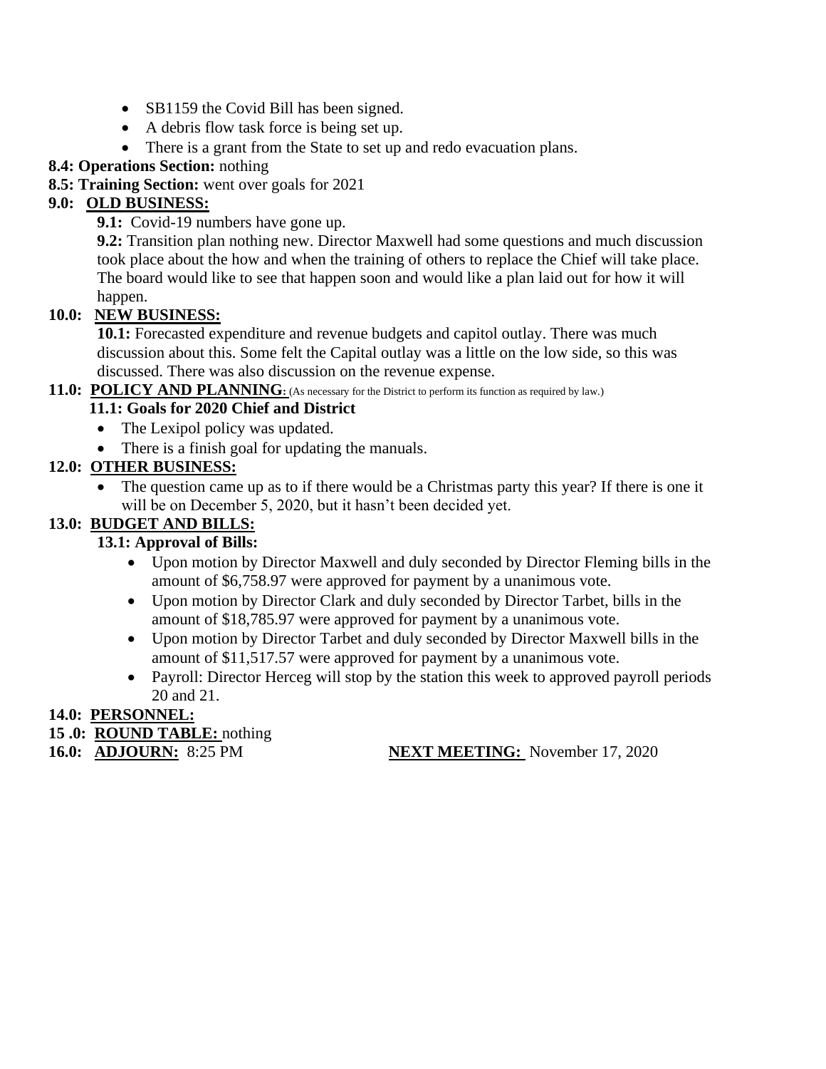- SB1159 the Covid Bill has been signed.
- A debris flow task force is being set up.
- There is a grant from the State to set up and redo evacuation plans.

**8.4: Operations Section:** nothing

**8.5: Training Section:** went over goals for 2021

**9.0: OLD BUSINESS:**

**9.1:** Covid-19 numbers have gone up.

**9.2:** Transition plan nothing new. Director Maxwell had some questions and much discussion took place about the how and when the training of others to replace the Chief will take place. The board would like to see that happen soon and would like a plan laid out for how it will happen.

**10.0: NEW BUSINESS:**

**10.1:** Forecasted expenditure and revenue budgets and capitol outlay. There was much discussion about this. Some felt the Capital outlay was a little on the low side, so this was discussed. There was also discussion on the revenue expense.

**11.0: POLICY AND PLANNING:** (As necessary for the District to perform its function as required by law.)

**11.1: Goals for 2020 Chief and District**

- The Lexipol policy was updated.
- There is a finish goal for updating the manuals.

**12.0: OTHER BUSINESS:**

- The question came up as to if there would be a Christmas party this year? If there is one it will be on December 5, 2020, but it hasn't been decided yet.

**13.0: BUDGET AND BILLS:**

**13.1: Approval of Bills:**

- Upon motion by Director Maxwell and duly seconded by Director Fleming bills in the amount of $6,758.97 were approved for payment by a unanimous vote.
- Upon motion by Director Clark and duly seconded by Director Tarbet, bills in the amount of $18,785.97 were approved for payment by a unanimous vote.
- Upon motion by Director Tarbet and duly seconded by Director Maxwell bills in the amount of $11,517.57 were approved for payment by a unanimous vote.
- Payroll: Director Herceg will stop by the station this week to approved payroll periods 20 and 21.

**14.0: PERSONNEL:**

**15 .0: ROUND TABLE:** nothing

**16.0: ADJOURN:** 8:25 PM **NEXT MEETING:** November 17, 2020